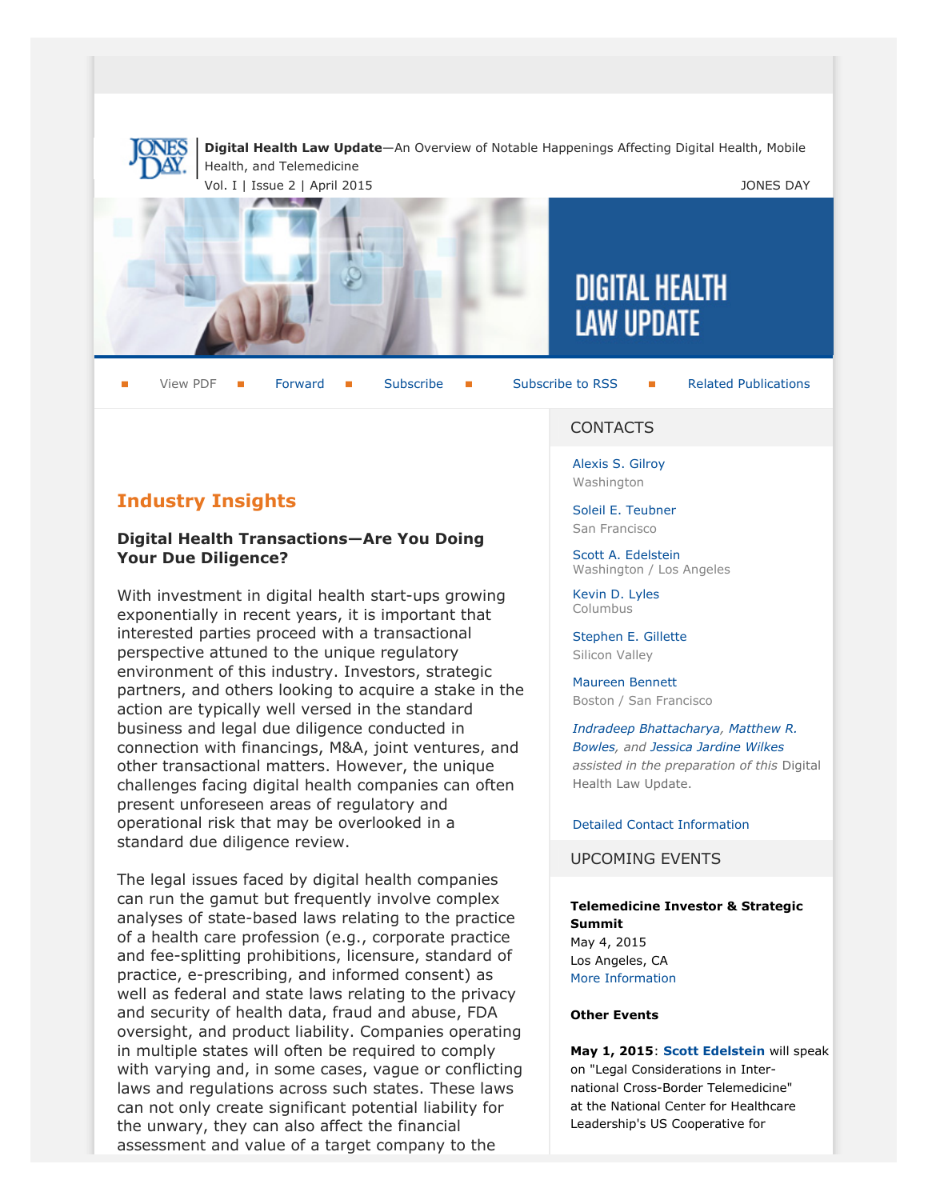**Digital Health Law Update**—An Overview of Notable Happenings Affecting Digital Health, Mobile Health, and Telemedicine

Vol. I | Issue 2 | April 2015

JONES DAY

# DIGITAL HEALTH LAW UPDATE

View PDF | Forward | Subscribe | Subscribe to RSS | Related Publications

## Industry Insights

### Digital Health Transactions—Are You Doing Your Due Diligence?

With investment in digital health start-ups growing exponentially in recent years, it is important that interested parties proceed with a transactional perspective attuned to the unique regulatory environment of this industry. Investors, strategic partners, and others looking to acquire a stake in the action are typically well versed in the standard business and legal due diligence conducted in connection with financings, M&A, joint ventures, and other transactional matters. However, the unique challenges facing digital health companies can often present unforeseen areas of regulatory and operational risk that may be overlooked in a standard due diligence review.

The legal issues faced by digital health companies can run the gamut but frequently involve complex analyses of state-based laws relating to the practice of a health care profession (e.g., corporate practice and fee-splitting prohibitions, licensure, standard of practice, e-prescribing, and informed consent) as well as federal and state laws relating to the privacy and security of health data, fraud and abuse, FDA oversight, and product liability. Companies operating in multiple states will often be required to comply with varying and, in some cases, vague or conflicting laws and regulations across such states. These laws can not only create significant potential liability for the unwary, they can also affect the financial assessment and value of a target company to the

## CONTACTS

Alexis S. Gilroy
Washington

Soleil E. Teubner
San Francisco

Scott A. Edelstein
Washington / Los Angeles

Kevin D. Lyles
Columbus

Stephen E. Gillette
Silicon Valley

Maureen Bennett
Boston / San Francisco

*Indradeep Bhattacharya, Matthew R. Bowles, and Jessica Jardine Wilkes assisted in the preparation of this* Digital Health Law Update.

Detailed Contact Information

## UPCOMING EVENTS

**Telemedicine Investor & Strategic Summit**
May 4, 2015
Los Angeles, CA
More Information

**Other Events**

**May 1, 2015**: **Scott Edelstein** will speak on "Legal Considerations in Inter-national Cross-Border Telemedicine" at the National Center for Healthcare Leadership's US Cooperative for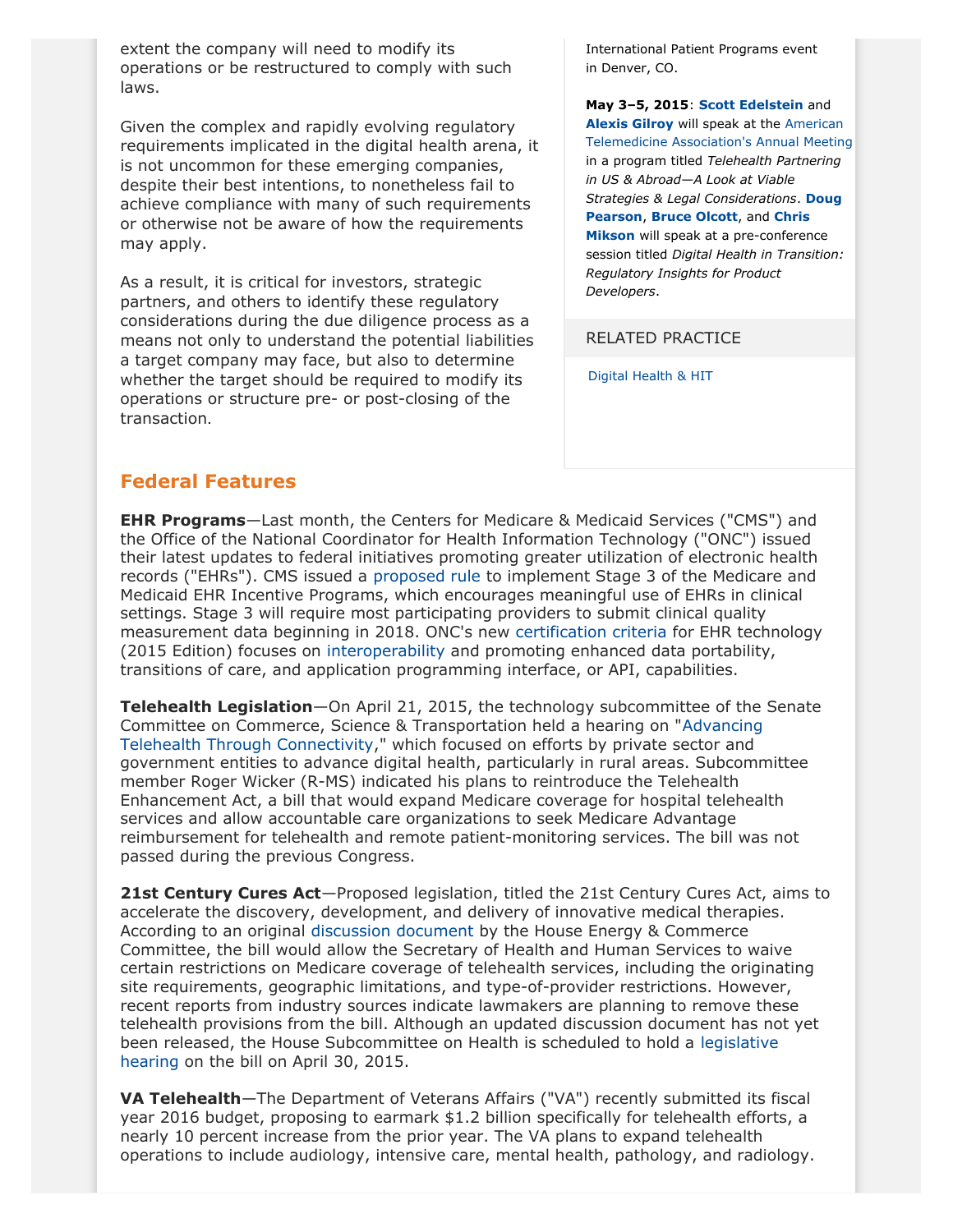extent the company will need to modify its operations or be restructured to comply with such laws.

Given the complex and rapidly evolving regulatory requirements implicated in the digital health arena, it is not uncommon for these emerging companies, despite their best intentions, to nonetheless fail to achieve compliance with many of such requirements or otherwise not be aware of how the requirements may apply.

As a result, it is critical for investors, strategic partners, and others to identify these regulatory considerations during the due diligence process as a means not only to understand the potential liabilities a target company may face, but also to determine whether the target should be required to modify its operations or structure pre- or post-closing of the transaction.

International Patient Programs event in Denver, CO.

**May 3–5, 2015**: **Scott Edelstein** and **Alexis Gilroy** will speak at the American Telemedicine Association's Annual Meeting in a program titled *Telehealth Partnering in US & Abroad—A Look at Viable Strategies & Legal Considerations*. **Doug Pearson**, **Bruce Olcott**, and **Chris Mikson** will speak at a pre-conference session titled *Digital Health in Transition: Regulatory Insights for Product Developers*.

RELATED PRACTICE

Digital Health & HIT

## Federal Features

**EHR Programs**—Last month, the Centers for Medicare & Medicaid Services ("CMS") and the Office of the National Coordinator for Health Information Technology ("ONC") issued their latest updates to federal initiatives promoting greater utilization of electronic health records ("EHRs"). CMS issued a proposed rule to implement Stage 3 of the Medicare and Medicaid EHR Incentive Programs, which encourages meaningful use of EHRs in clinical settings. Stage 3 will require most participating providers to submit clinical quality measurement data beginning in 2018. ONC's new certification criteria for EHR technology (2015 Edition) focuses on interoperability and promoting enhanced data portability, transitions of care, and application programming interface, or API, capabilities.

**Telehealth Legislation**—On April 21, 2015, the technology subcommittee of the Senate Committee on Commerce, Science & Transportation held a hearing on "Advancing Telehealth Through Connectivity," which focused on efforts by private sector and government entities to advance digital health, particularly in rural areas. Subcommittee member Roger Wicker (R-MS) indicated his plans to reintroduce the Telehealth Enhancement Act, a bill that would expand Medicare coverage for hospital telehealth services and allow accountable care organizations to seek Medicare Advantage reimbursement for telehealth and remote patient-monitoring services. The bill was not passed during the previous Congress.

**21st Century Cures Act**—Proposed legislation, titled the 21st Century Cures Act, aims to accelerate the discovery, development, and delivery of innovative medical therapies. According to an original discussion document by the House Energy & Commerce Committee, the bill would allow the Secretary of Health and Human Services to waive certain restrictions on Medicare coverage of telehealth services, including the originating site requirements, geographic limitations, and type-of-provider restrictions. However, recent reports from industry sources indicate lawmakers are planning to remove these telehealth provisions from the bill. Although an updated discussion document has not yet been released, the House Subcommittee on Health is scheduled to hold a legislative hearing on the bill on April 30, 2015.

**VA Telehealth**—The Department of Veterans Affairs ("VA") recently submitted its fiscal year 2016 budget, proposing to earmark $1.2 billion specifically for telehealth efforts, a nearly 10 percent increase from the prior year. The VA plans to expand telehealth operations to include audiology, intensive care, mental health, pathology, and radiology.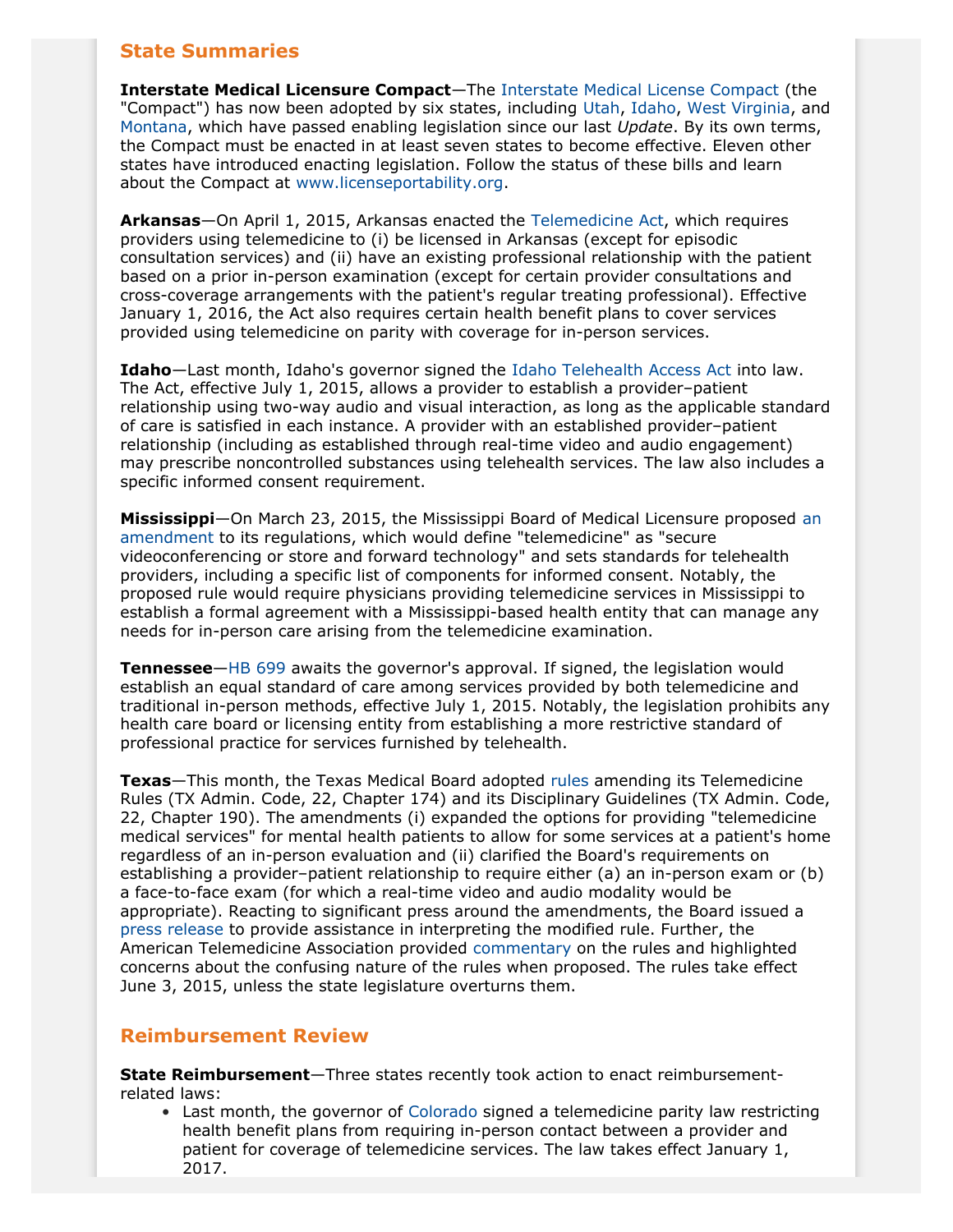## State Summaries

**Interstate Medical Licensure Compact**—The Interstate Medical License Compact (the "Compact") has now been adopted by six states, including Utah, Idaho, West Virginia, and Montana, which have passed enabling legislation since our last *Update*. By its own terms, the Compact must be enacted in at least seven states to become effective. Eleven other states have introduced enacting legislation. Follow the status of these bills and learn about the Compact at www.licenseportability.org.

**Arkansas**—On April 1, 2015, Arkansas enacted the Telemedicine Act, which requires providers using telemedicine to (i) be licensed in Arkansas (except for episodic consultation services) and (ii) have an existing professional relationship with the patient based on a prior in-person examination (except for certain provider consultations and cross-coverage arrangements with the patient's regular treating professional). Effective January 1, 2016, the Act also requires certain health benefit plans to cover services provided using telemedicine on parity with coverage for in-person services.

**Idaho**—Last month, Idaho's governor signed the Idaho Telehealth Access Act into law. The Act, effective July 1, 2015, allows a provider to establish a provider–patient relationship using two-way audio and visual interaction, as long as the applicable standard of care is satisfied in each instance. A provider with an established provider–patient relationship (including as established through real-time video and audio engagement) may prescribe noncontrolled substances using telehealth services. The law also includes a specific informed consent requirement.

**Mississippi**—On March 23, 2015, the Mississippi Board of Medical Licensure proposed an amendment to its regulations, which would define "telemedicine" as "secure videoconferencing or store and forward technology" and sets standards for telehealth providers, including a specific list of components for informed consent. Notably, the proposed rule would require physicians providing telemedicine services in Mississippi to establish a formal agreement with a Mississippi-based health entity that can manage any needs for in-person care arising from the telemedicine examination.

**Tennessee**—HB 699 awaits the governor's approval. If signed, the legislation would establish an equal standard of care among services provided by both telemedicine and traditional in-person methods, effective July 1, 2015. Notably, the legislation prohibits any health care board or licensing entity from establishing a more restrictive standard of professional practice for services furnished by telehealth.

**Texas**—This month, the Texas Medical Board adopted rules amending its Telemedicine Rules (TX Admin. Code, 22, Chapter 174) and its Disciplinary Guidelines (TX Admin. Code, 22, Chapter 190). The amendments (i) expanded the options for providing "telemedicine medical services" for mental health patients to allow for some services at a patient's home regardless of an in-person evaluation and (ii) clarified the Board's requirements on establishing a provider–patient relationship to require either (a) an in-person exam or (b) a face-to-face exam (for which a real-time video and audio modality would be appropriate). Reacting to significant press around the amendments, the Board issued a press release to provide assistance in interpreting the modified rule. Further, the American Telemedicine Association provided commentary on the rules and highlighted concerns about the confusing nature of the rules when proposed. The rules take effect June 3, 2015, unless the state legislature overturns them.

## Reimbursement Review

**State Reimbursement**—Three states recently took action to enact reimbursement-related laws:

- Last month, the governor of Colorado signed a telemedicine parity law restricting health benefit plans from requiring in-person contact between a provider and patient for coverage of telemedicine services. The law takes effect January 1, 2017.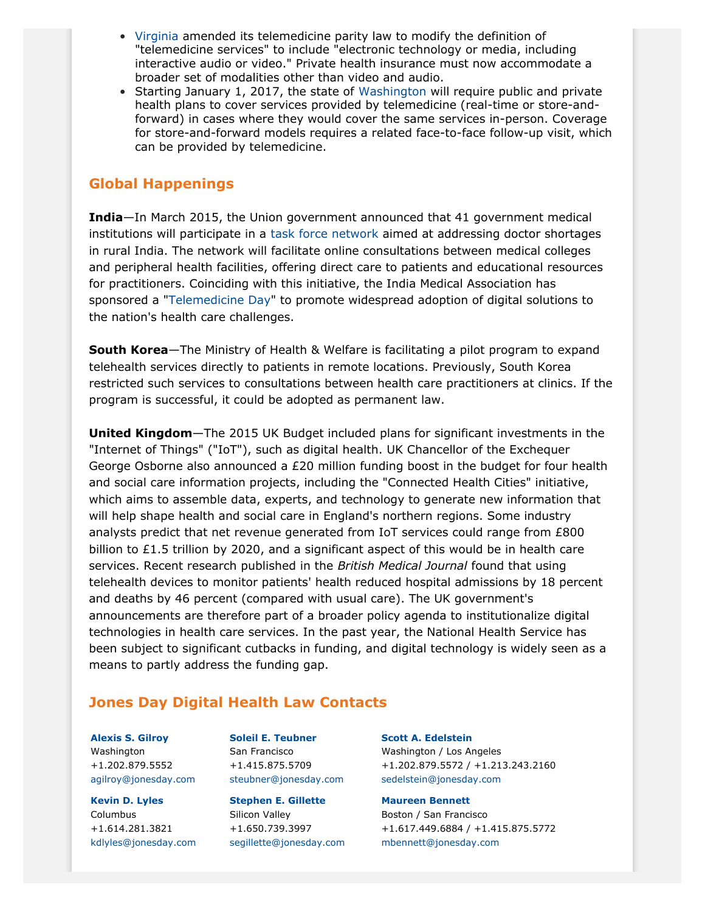- Virginia amended its telemedicine parity law to modify the definition of "telemedicine services" to include "electronic technology or media, including interactive audio or video." Private health insurance must now accommodate a broader set of modalities other than video and audio.
- Starting January 1, 2017, the state of Washington will require public and private health plans to cover services provided by telemedicine (real-time or store-and-forward) in cases where they would cover the same services in-person. Coverage for store-and-forward models requires a related face-to-face follow-up visit, which can be provided by telemedicine.

## Global Happenings

**India**—In March 2015, the Union government announced that 41 government medical institutions will participate in a task force network aimed at addressing doctor shortages in rural India. The network will facilitate online consultations between medical colleges and peripheral health facilities, offering direct care to patients and educational resources for practitioners. Coinciding with this initiative, the India Medical Association has sponsored a "Telemedicine Day" to promote widespread adoption of digital solutions to the nation's health care challenges.

**South Korea**—The Ministry of Health & Welfare is facilitating a pilot program to expand telehealth services directly to patients in remote locations. Previously, South Korea restricted such services to consultations between health care practitioners at clinics. If the program is successful, it could be adopted as permanent law.

**United Kingdom**—The 2015 UK Budget included plans for significant investments in the "Internet of Things" ("IoT"), such as digital health. UK Chancellor of the Exchequer George Osborne also announced a £20 million funding boost in the budget for four health and social care information projects, including the "Connected Health Cities" initiative, which aims to assemble data, experts, and technology to generate new information that will help shape health and social care in England's northern regions. Some industry analysts predict that net revenue generated from IoT services could range from £800 billion to £1.5 trillion by 2020, and a significant aspect of this would be in health care services. Recent research published in the *British Medical Journal* found that using telehealth devices to monitor patients' health reduced hospital admissions by 18 percent and deaths by 46 percent (compared with usual care). The UK government's announcements are therefore part of a broader policy agenda to institutionalize digital technologies in health care services. In the past year, the National Health Service has been subject to significant cutbacks in funding, and digital technology is widely seen as a means to partly address the funding gap.

## Jones Day Digital Health Law Contacts

**Alexis S. Gilroy**
Washington
+1.202.879.5552
agilroy@jonesday.com

**Soleil E. Teubner**
San Francisco
+1.415.875.5709
steubner@jonesday.com

**Scott A. Edelstein**
Washington / Los Angeles
+1.202.879.5572 / +1.213.243.2160
sedelstein@jonesday.com

**Kevin D. Lyles**
Columbus
+1.614.281.3821
kdlyles@jonesday.com

**Stephen E. Gillette**
Silicon Valley
+1.650.739.3997
segillette@jonesday.com

**Maureen Bennett**
Boston / San Francisco
+1.617.449.6884 / +1.415.875.5772
mbennett@jonesday.com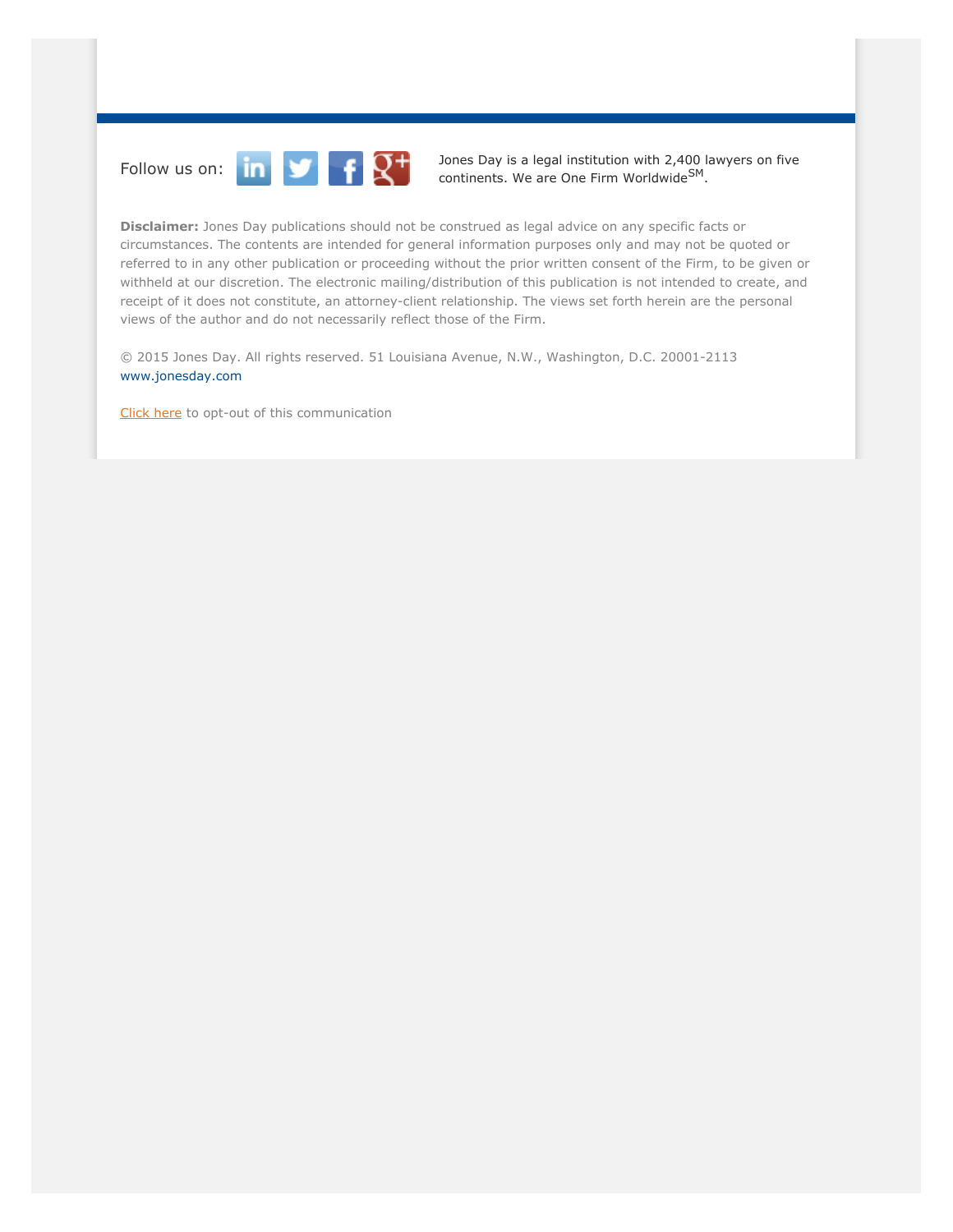Follow us on:

Jones Day is a legal institution with 2,400 lawyers on five continents. We are One Firm Worldwide℠.

**Disclaimer:** Jones Day publications should not be construed as legal advice on any specific facts or circumstances. The contents are intended for general information purposes only and may not be quoted or referred to in any other publication or proceeding without the prior written consent of the Firm, to be given or withheld at our discretion. The electronic mailing/distribution of this publication is not intended to create, and receipt of it does not constitute, an attorney-client relationship. The views set forth herein are the personal views of the author and do not necessarily reflect those of the Firm.

© 2015 Jones Day. All rights reserved. 51 Louisiana Avenue, N.W., Washington, D.C. 20001-2113
www.jonesday.com

Click here to opt-out of this communication